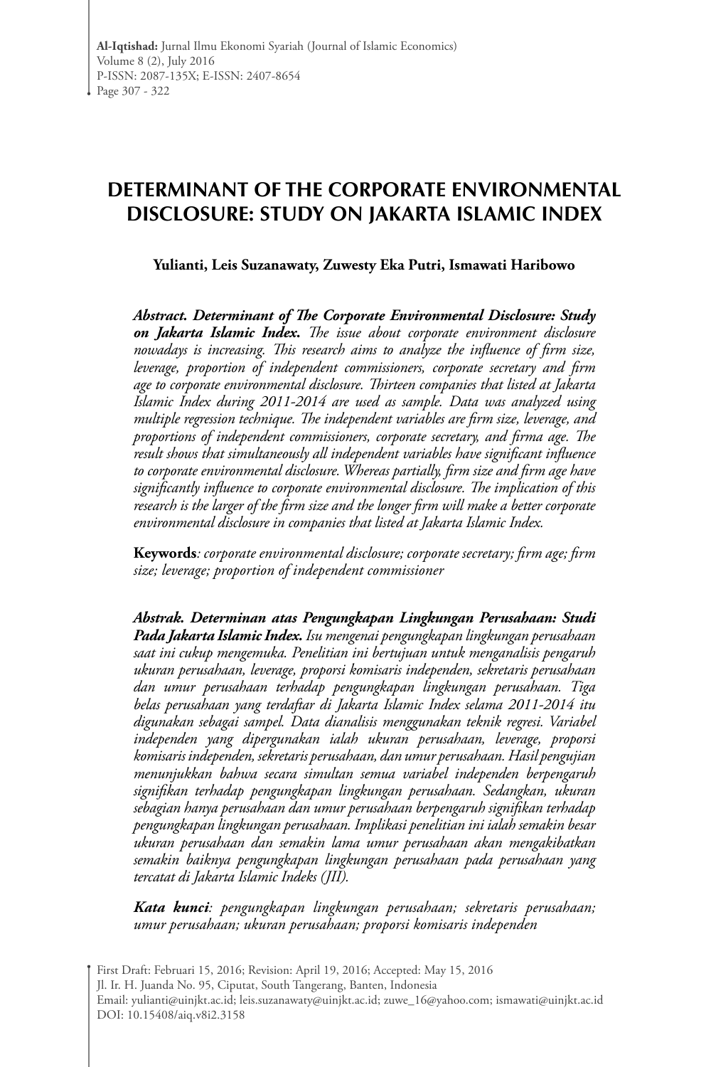# DETERMINANT OF THE CORPORATE ENVIRONMENTAL DISCLOSURE: STUDY ON JAKARTA ISLAMIC INDEX

**Yulianti, Leis Suzanawaty, Zuwesty Eka Putri, Ismawati Haribowo**

***Abstract. Determinant of The Corporate Environmental Disclosure: Study on Jakarta Islamic Index.*** *The issue about corporate environment disclosure nowadays is increasing. This research aims to analyze the influence of firm size, leverage, proportion of independent commissioners, corporate secretary and firm age to corporate environmental disclosure. Thirteen companies that listed at Jakarta Islamic Index during 2011-2014 are used as sample. Data was analyzed using multiple regression technique. The independent variables are firm size, leverage, and proportions of independent commissioners, corporate secretary, and firma age. The result shows that simultaneously all independent variables have significant influence to corporate environmental disclosure. Whereas partially, firm size and firm age have significantly influence to corporate environmental disclosure. The implication of this research is the larger of the firm size and the longer firm will make a better corporate environmental disclosure in companies that listed at Jakarta Islamic Index.*

**Keywords***: corporate environmental disclosure; corporate secretary; firm age; firm size; leverage; proportion of independent commissioner*

***Abstrak. Determinan atas Pengungkapan Lingkungan Perusahaan: Studi Pada Jakarta Islamic Index.*** *Isu mengenai pengungkapan lingkungan perusahaan saat ini cukup mengemuka. Penelitian ini bertujuan untuk menganalisis pengaruh ukuran perusahaan, leverage, proporsi komisaris independen, sekretaris perusahaan dan umur perusahaan terhadap pengungkapan lingkungan perusahaan. Tiga belas perusahaan yang terdaftar di Jakarta Islamic Index selama 2011-2014 itu digunakan sebagai sampel. Data dianalisis menggunakan teknik regresi. Variabel independen yang dipergunakan ialah ukuran perusahaan, leverage, proporsi komisaris independen, sekretaris perusahaan, dan umur perusahaan. Hasil pengujian menunjukkan bahwa secara simultan semua variabel independen berpengaruh signifikan terhadap pengungkapan lingkungan perusahaan. Sedangkan, ukuran sebagian hanya perusahaan dan umur perusahaan berpengaruh signifikan terhadap pengungkapan lingkungan perusahaan. Implikasi penelitian ini ialah semakin besar ukuran perusahaan dan semakin lama umur perusahaan akan mengakibatkan semakin baiknya pengungkapan lingkungan perusahaan pada perusahaan yang tercatat di Jakarta Islamic Indeks (JII).*

***Kata kunci****: pengungkapan lingkungan perusahaan; sekretaris perusahaan; umur perusahaan; ukuran perusahaan; proporsi komisaris independen*

First Draft: Februari 15, 2016; Revision: April 19, 2016; Accepted: May 15, 2016
Jl. Ir. H. Juanda No. 95, Ciputat, South Tangerang, Banten, Indonesia
Email: yulianti@uinjkt.ac.id; leis.suzanawaty@uinjkt.ac.id; zuwe_16@yahoo.com; ismawati@uinjkt.ac.id
DOI: 10.15408/aiq.v8i2.3158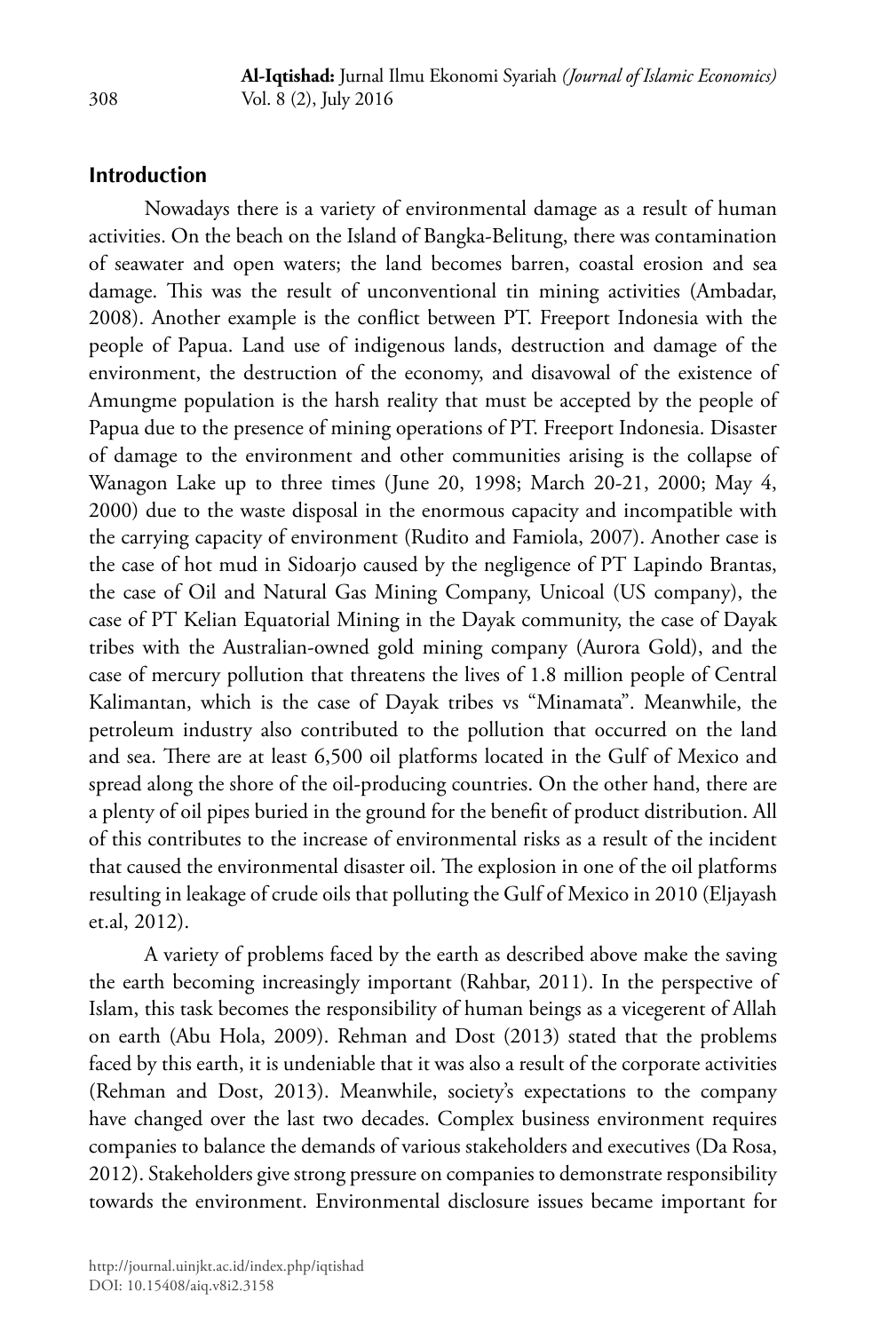## Introduction

Nowadays there is a variety of environmental damage as a result of human activities. On the beach on the Island of Bangka-Belitung, there was contamination of seawater and open waters; the land becomes barren, coastal erosion and sea damage. This was the result of unconventional tin mining activities (Ambadar, 2008). Another example is the conflict between PT. Freeport Indonesia with the people of Papua. Land use of indigenous lands, destruction and damage of the environment, the destruction of the economy, and disavowal of the existence of Amungme population is the harsh reality that must be accepted by the people of Papua due to the presence of mining operations of PT. Freeport Indonesia. Disaster of damage to the environment and other communities arising is the collapse of Wanagon Lake up to three times (June 20, 1998; March 20-21, 2000; May 4, 2000) due to the waste disposal in the enormous capacity and incompatible with the carrying capacity of environment (Rudito and Famiola, 2007). Another case is the case of hot mud in Sidoarjo caused by the negligence of PT Lapindo Brantas, the case of Oil and Natural Gas Mining Company, Unicoal (US company), the case of PT Kelian Equatorial Mining in the Dayak community, the case of Dayak tribes with the Australian-owned gold mining company (Aurora Gold), and the case of mercury pollution that threatens the lives of 1.8 million people of Central Kalimantan, which is the case of Dayak tribes vs "Minamata". Meanwhile, the petroleum industry also contributed to the pollution that occurred on the land and sea. There are at least 6,500 oil platforms located in the Gulf of Mexico and spread along the shore of the oil-producing countries. On the other hand, there are a plenty of oil pipes buried in the ground for the benefit of product distribution. All of this contributes to the increase of environmental risks as a result of the incident that caused the environmental disaster oil. The explosion in one of the oil platforms resulting in leakage of crude oils that polluting the Gulf of Mexico in 2010 (Eljayash et.al, 2012).

A variety of problems faced by the earth as described above make the saving the earth becoming increasingly important (Rahbar, 2011). In the perspective of Islam, this task becomes the responsibility of human beings as a vicegerent of Allah on earth (Abu Hola, 2009). Rehman and Dost (2013) stated that the problems faced by this earth, it is undeniable that it was also a result of the corporate activities (Rehman and Dost, 2013). Meanwhile, society's expectations to the company have changed over the last two decades. Complex business environment requires companies to balance the demands of various stakeholders and executives (Da Rosa, 2012). Stakeholders give strong pressure on companies to demonstrate responsibility towards the environment. Environmental disclosure issues became important for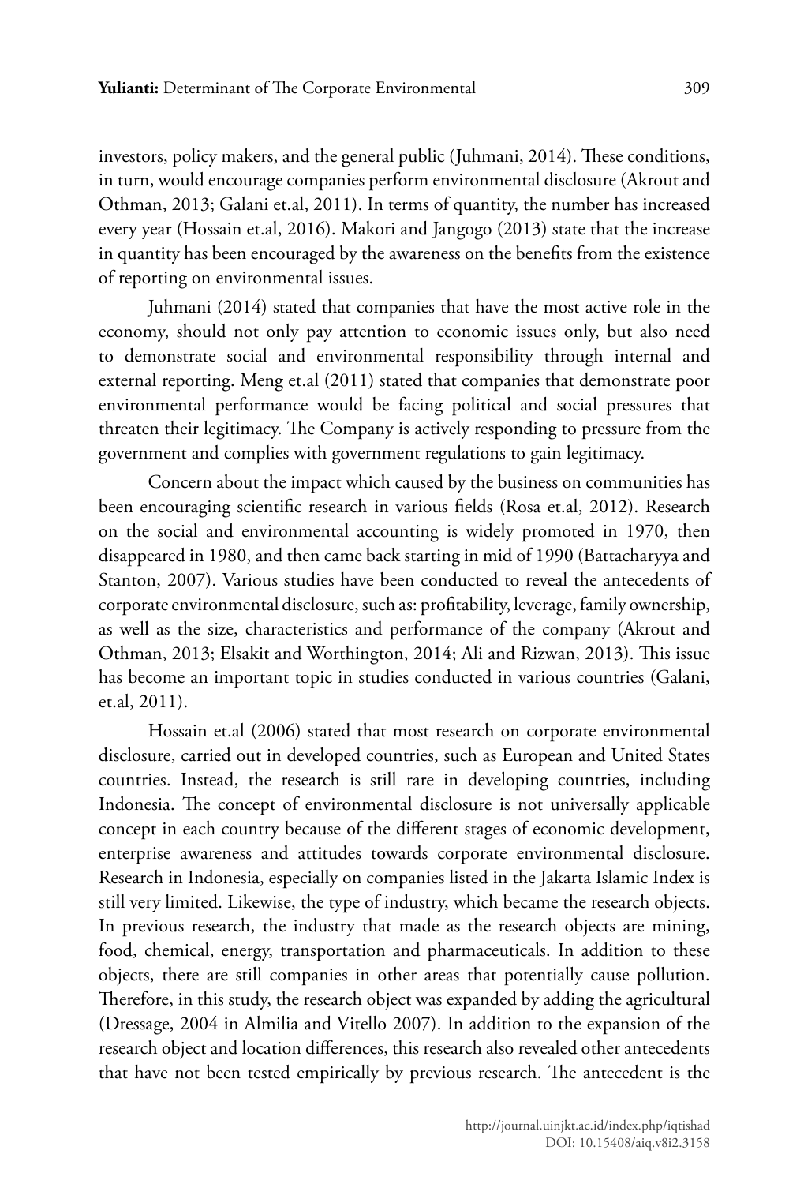investors, policy makers, and the general public (Juhmani, 2014). These conditions, in turn, would encourage companies perform environmental disclosure (Akrout and Othman, 2013; Galani et.al, 2011). In terms of quantity, the number has increased every year (Hossain et.al, 2016). Makori and Jangogo (2013) state that the increase in quantity has been encouraged by the awareness on the benefits from the existence of reporting on environmental issues.

Juhmani (2014) stated that companies that have the most active role in the economy, should not only pay attention to economic issues only, but also need to demonstrate social and environmental responsibility through internal and external reporting. Meng et.al (2011) stated that companies that demonstrate poor environmental performance would be facing political and social pressures that threaten their legitimacy. The Company is actively responding to pressure from the government and complies with government regulations to gain legitimacy.

Concern about the impact which caused by the business on communities has been encouraging scientific research in various fields (Rosa et.al, 2012). Research on the social and environmental accounting is widely promoted in 1970, then disappeared in 1980, and then came back starting in mid of 1990 (Battacharyya and Stanton, 2007). Various studies have been conducted to reveal the antecedents of corporate environmental disclosure, such as: profitability, leverage, family ownership, as well as the size, characteristics and performance of the company (Akrout and Othman, 2013; Elsakit and Worthington, 2014; Ali and Rizwan, 2013). This issue has become an important topic in studies conducted in various countries (Galani, et.al, 2011).

Hossain et.al (2006) stated that most research on corporate environmental disclosure, carried out in developed countries, such as European and United States countries. Instead, the research is still rare in developing countries, including Indonesia. The concept of environmental disclosure is not universally applicable concept in each country because of the different stages of economic development, enterprise awareness and attitudes towards corporate environmental disclosure. Research in Indonesia, especially on companies listed in the Jakarta Islamic Index is still very limited. Likewise, the type of industry, which became the research objects. In previous research, the industry that made as the research objects are mining, food, chemical, energy, transportation and pharmaceuticals. In addition to these objects, there are still companies in other areas that potentially cause pollution. Therefore, in this study, the research object was expanded by adding the agricultural (Dressage, 2004 in Almilia and Vitello 2007). In addition to the expansion of the research object and location differences, this research also revealed other antecedents that have not been tested empirically by previous research. The antecedent is the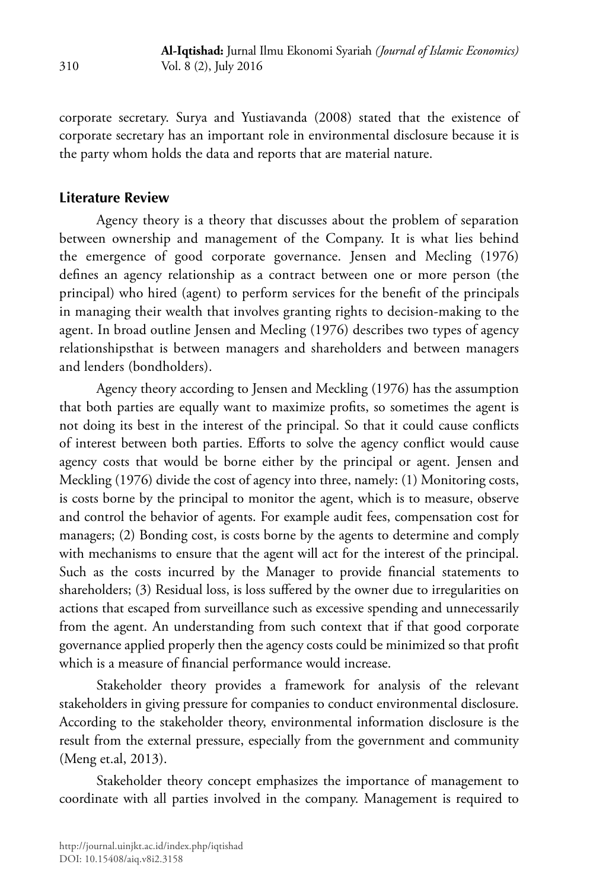corporate secretary. Surya and Yustiavanda (2008) stated that the existence of corporate secretary has an important role in environmental disclosure because it is the party whom holds the data and reports that are material nature.

## Literature Review

Agency theory is a theory that discusses about the problem of separation between ownership and management of the Company. It is what lies behind the emergence of good corporate governance. Jensen and Mecling (1976) defines an agency relationship as a contract between one or more person (the principal) who hired (agent) to perform services for the benefit of the principals in managing their wealth that involves granting rights to decision-making to the agent. In broad outline Jensen and Mecling (1976) describes two types of agency relationshipsthat is between managers and shareholders and between managers and lenders (bondholders).

Agency theory according to Jensen and Meckling (1976) has the assumption that both parties are equally want to maximize profits, so sometimes the agent is not doing its best in the interest of the principal. So that it could cause conflicts of interest between both parties. Efforts to solve the agency conflict would cause agency costs that would be borne either by the principal or agent. Jensen and Meckling (1976) divide the cost of agency into three, namely: (1) Monitoring costs, is costs borne by the principal to monitor the agent, which is to measure, observe and control the behavior of agents. For example audit fees, compensation cost for managers; (2) Bonding cost, is costs borne by the agents to determine and comply with mechanisms to ensure that the agent will act for the interest of the principal. Such as the costs incurred by the Manager to provide financial statements to shareholders; (3) Residual loss, is loss suffered by the owner due to irregularities on actions that escaped from surveillance such as excessive spending and unnecessarily from the agent. An understanding from such context that if that good corporate governance applied properly then the agency costs could be minimized so that profit which is a measure of financial performance would increase.

Stakeholder theory provides a framework for analysis of the relevant stakeholders in giving pressure for companies to conduct environmental disclosure. According to the stakeholder theory, environmental information disclosure is the result from the external pressure, especially from the government and community (Meng et.al, 2013).

Stakeholder theory concept emphasizes the importance of management to coordinate with all parties involved in the company. Management is required to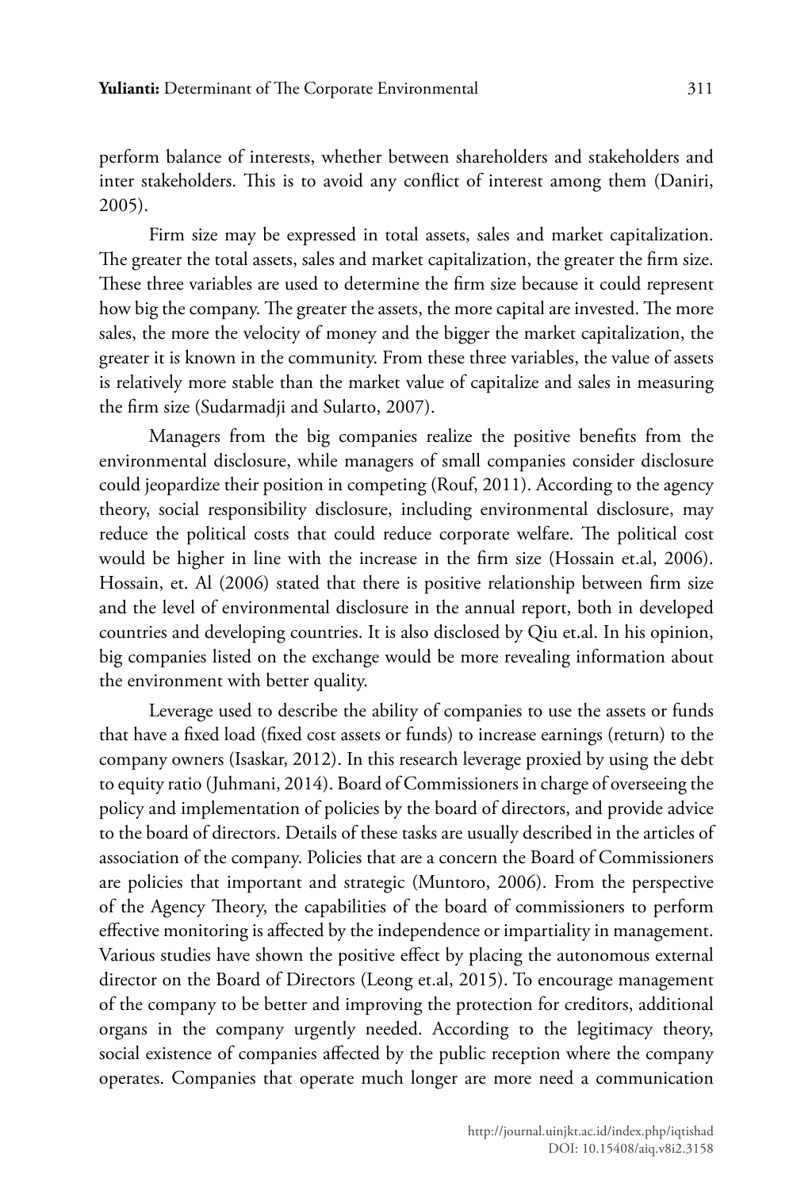perform balance of interests, whether between shareholders and stakeholders and inter stakeholders. This is to avoid any conflict of interest among them (Daniri, 2005).

Firm size may be expressed in total assets, sales and market capitalization. The greater the total assets, sales and market capitalization, the greater the firm size. These three variables are used to determine the firm size because it could represent how big the company. The greater the assets, the more capital are invested. The more sales, the more the velocity of money and the bigger the market capitalization, the greater it is known in the community. From these three variables, the value of assets is relatively more stable than the market value of capitalize and sales in measuring the firm size (Sudarmadji and Sularto, 2007).

Managers from the big companies realize the positive benefits from the environmental disclosure, while managers of small companies consider disclosure could jeopardize their position in competing (Rouf, 2011). According to the agency theory, social responsibility disclosure, including environmental disclosure, may reduce the political costs that could reduce corporate welfare. The political cost would be higher in line with the increase in the firm size (Hossain et.al, 2006). Hossain, et. Al (2006) stated that there is positive relationship between firm size and the level of environmental disclosure in the annual report, both in developed countries and developing countries. It is also disclosed by Qiu et.al. In his opinion, big companies listed on the exchange would be more revealing information about the environment with better quality.

Leverage used to describe the ability of companies to use the assets or funds that have a fixed load (fixed cost assets or funds) to increase earnings (return) to the company owners (Isaskar, 2012). In this research leverage proxied by using the debt to equity ratio (Juhmani, 2014). Board of Commissioners in charge of overseeing the policy and implementation of policies by the board of directors, and provide advice to the board of directors. Details of these tasks are usually described in the articles of association of the company. Policies that are a concern the Board of Commissioners are policies that important and strategic (Muntoro, 2006). From the perspective of the Agency Theory, the capabilities of the board of commissioners to perform effective monitoring is affected by the independence or impartiality in management. Various studies have shown the positive effect by placing the autonomous external director on the Board of Directors (Leong et.al, 2015). To encourage management of the company to be better and improving the protection for creditors, additional organs in the company urgently needed. According to the legitimacy theory, social existence of companies affected by the public reception where the company operates. Companies that operate much longer are more need a communication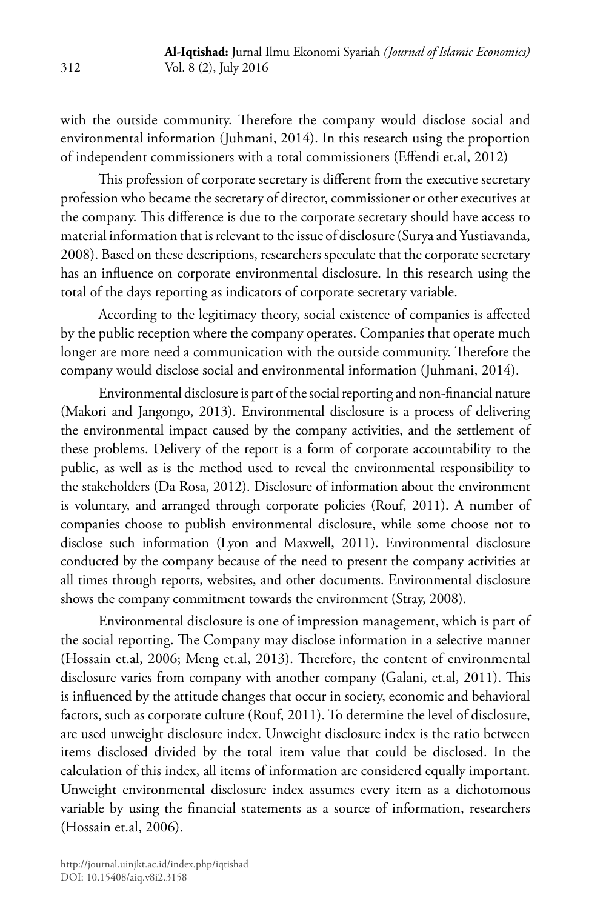with the outside community. Therefore the company would disclose social and environmental information (Juhmani, 2014). In this research using the proportion of independent commissioners with a total commissioners (Effendi et.al, 2012)

This profession of corporate secretary is different from the executive secretary profession who became the secretary of director, commissioner or other executives at the company. This difference is due to the corporate secretary should have access to material information that is relevant to the issue of disclosure (Surya and Yustiavanda, 2008). Based on these descriptions, researchers speculate that the corporate secretary has an influence on corporate environmental disclosure. In this research using the total of the days reporting as indicators of corporate secretary variable.

According to the legitimacy theory, social existence of companies is affected by the public reception where the company operates. Companies that operate much longer are more need a communication with the outside community. Therefore the company would disclose social and environmental information (Juhmani, 2014).

Environmental disclosure is part of the social reporting and non-financial nature (Makori and Jangongo, 2013). Environmental disclosure is a process of delivering the environmental impact caused by the company activities, and the settlement of these problems. Delivery of the report is a form of corporate accountability to the public, as well as is the method used to reveal the environmental responsibility to the stakeholders (Da Rosa, 2012). Disclosure of information about the environment is voluntary, and arranged through corporate policies (Rouf, 2011). A number of companies choose to publish environmental disclosure, while some choose not to disclose such information (Lyon and Maxwell, 2011). Environmental disclosure conducted by the company because of the need to present the company activities at all times through reports, websites, and other documents. Environmental disclosure shows the company commitment towards the environment (Stray, 2008).

Environmental disclosure is one of impression management, which is part of the social reporting. The Company may disclose information in a selective manner (Hossain et.al, 2006; Meng et.al, 2013). Therefore, the content of environmental disclosure varies from company with another company (Galani, et.al, 2011). This is influenced by the attitude changes that occur in society, economic and behavioral factors, such as corporate culture (Rouf, 2011). To determine the level of disclosure, are used unweight disclosure index. Unweight disclosure index is the ratio between items disclosed divided by the total item value that could be disclosed. In the calculation of this index, all items of information are considered equally important. Unweight environmental disclosure index assumes every item as a dichotomous variable by using the financial statements as a source of information, researchers (Hossain et.al, 2006).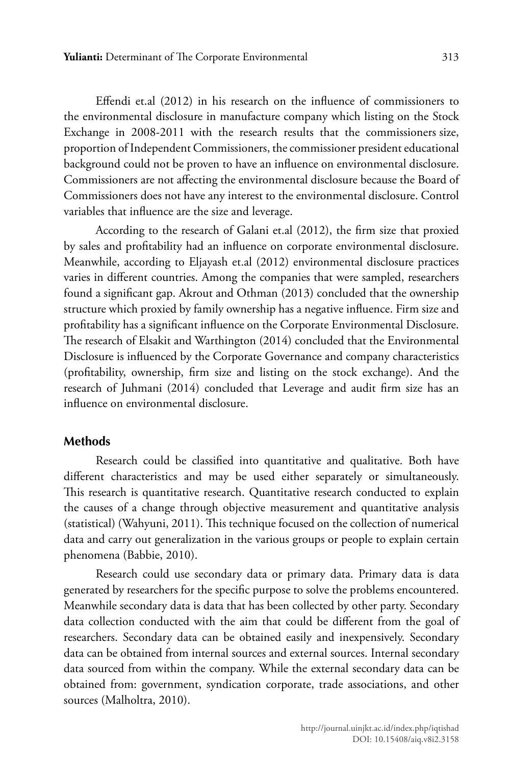Effendi et.al (2012) in his research on the influence of commissioners to the environmental disclosure in manufacture company which listing on the Stock Exchange in 2008-2011 with the research results that the commissioners size, proportion of Independent Commissioners, the commissioner president educational background could not be proven to have an influence on environmental disclosure. Commissioners are not affecting the environmental disclosure because the Board of Commissioners does not have any interest to the environmental disclosure. Control variables that influence are the size and leverage.

According to the research of Galani et.al (2012), the firm size that proxied by sales and profitability had an influence on corporate environmental disclosure. Meanwhile, according to Eljayash et.al (2012) environmental disclosure practices varies in different countries. Among the companies that were sampled, researchers found a significant gap. Akrout and Othman (2013) concluded that the ownership structure which proxied by family ownership has a negative influence. Firm size and profitability has a significant influence on the Corporate Environmental Disclosure. The research of Elsakit and Warthington (2014) concluded that the Environmental Disclosure is influenced by the Corporate Governance and company characteristics (profitability, ownership, firm size and listing on the stock exchange). And the research of Juhmani (2014) concluded that Leverage and audit firm size has an influence on environmental disclosure.

## Methods

Research could be classified into quantitative and qualitative. Both have different characteristics and may be used either separately or simultaneously. This research is quantitative research. Quantitative research conducted to explain the causes of a change through objective measurement and quantitative analysis (statistical) (Wahyuni, 2011). This technique focused on the collection of numerical data and carry out generalization in the various groups or people to explain certain phenomena (Babbie, 2010).

Research could use secondary data or primary data. Primary data is data generated by researchers for the specific purpose to solve the problems encountered. Meanwhile secondary data is data that has been collected by other party. Secondary data collection conducted with the aim that could be different from the goal of researchers. Secondary data can be obtained easily and inexpensively. Secondary data can be obtained from internal sources and external sources. Internal secondary data sourced from within the company. While the external secondary data can be obtained from: government, syndication corporate, trade associations, and other sources (Malholtra, 2010).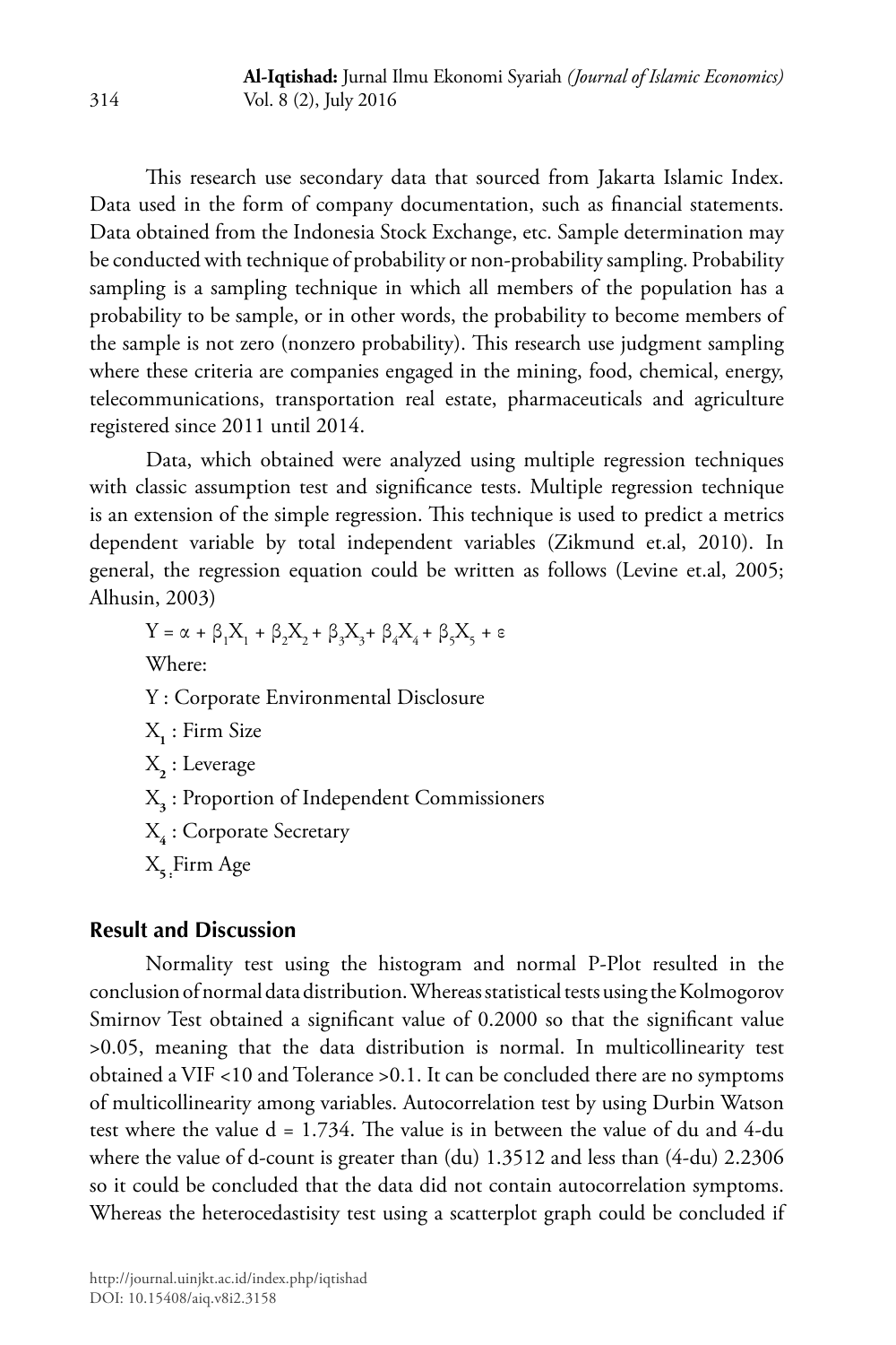This research use secondary data that sourced from Jakarta Islamic Index. Data used in the form of company documentation, such as financial statements. Data obtained from the Indonesia Stock Exchange, etc. Sample determination may be conducted with technique of probability or non-probability sampling. Probability sampling is a sampling technique in which all members of the population has a probability to be sample, or in other words, the probability to become members of the sample is not zero (nonzero probability). This research use judgment sampling where these criteria are companies engaged in the mining, food, chemical, energy, telecommunications, transportation real estate, pharmaceuticals and agriculture registered since 2011 until 2014.

Data, which obtained were analyzed using multiple regression techniques with classic assumption test and significance tests. Multiple regression technique is an extension of the simple regression. This technique is used to predict a metrics dependent variable by total independent variables (Zikmund et.al, 2010). In general, the regression equation could be written as follows (Levine et.al, 2005; Alhusin, 2003)

$$Y = \alpha + \beta_1 X_1 + \beta_2 X_2 + \beta_3 X_3 + \beta_4 X_4 + \beta_5 X_5 + \varepsilon$$

Where:

Y : Corporate Environmental Disclosure

$X_1$ : Firm Size

$X_2$ : Leverage

$X_3$ : Proportion of Independent Commissioners

$X_4$ : Corporate Secretary

$X_5$ : Firm Age

## Result and Discussion

Normality test using the histogram and normal P-Plot resulted in the conclusion of normal data distribution. Whereas statistical tests using the Kolmogorov Smirnov Test obtained a significant value of 0.2000 so that the significant value >0.05, meaning that the data distribution is normal. In multicollinearity test obtained a VIF <10 and Tolerance >0.1. It can be concluded there are no symptoms of multicollinearity among variables. Autocorrelation test by using Durbin Watson test where the value d = 1.734. The value is in between the value of du and 4-du where the value of d-count is greater than (du) 1.3512 and less than (4-du) 2.2306 so it could be concluded that the data did not contain autocorrelation symptoms. Whereas the heterocedastisity test using a scatterplot graph could be concluded if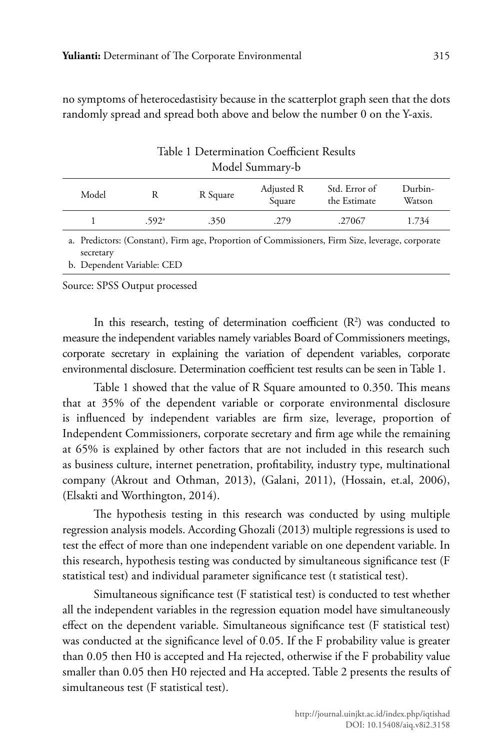no symptoms of heterocedastisity because in the scatterplot graph seen that the dots randomly spread and spread both above and below the number 0 on the Y-axis.

Table 1 Determination Coefficient Results
Model Summary-b

| Model | R | R Square | Adjusted R Square | Std. Error of the Estimate | Durbin-Watson |
|---|---|---|---|---|---|
| 1 | .592[a] | .350 | .279 | .27067 | 1.734 |

a. Predictors: (Constant), Firm age, Proportion of Commissioners, Firm Size, leverage, corporate secretary
b. Dependent Variable: CED

Source: SPSS Output processed

In this research, testing of determination coefficient ($R^2$) was conducted to measure the independent variables namely variables Board of Commissioners meetings, corporate secretary in explaining the variation of dependent variables, corporate environmental disclosure. Determination coefficient test results can be seen in Table 1.

Table 1 showed that the value of R Square amounted to 0.350. This means that at 35% of the dependent variable or corporate environmental disclosure is influenced by independent variables are firm size, leverage, proportion of Independent Commissioners, corporate secretary and firm age while the remaining at 65% is explained by other factors that are not included in this research such as business culture, internet penetration, profitability, industry type, multinational company (Akrout and Othman, 2013), (Galani, 2011), (Hossain, et.al, 2006), (Elsakti and Worthington, 2014).

The hypothesis testing in this research was conducted by using multiple regression analysis models. According Ghozali (2013) multiple regressions is used to test the effect of more than one independent variable on one dependent variable. In this research, hypothesis testing was conducted by simultaneous significance test (F statistical test) and individual parameter significance test (t statistical test).

Simultaneous significance test (F statistical test) is conducted to test whether all the independent variables in the regression equation model have simultaneously effect on the dependent variable. Simultaneous significance test (F statistical test) was conducted at the significance level of 0.05. If the F probability value is greater than 0.05 then H0 is accepted and Ha rejected, otherwise if the F probability value smaller than 0.05 then H0 rejected and Ha accepted. Table 2 presents the results of simultaneous test (F statistical test).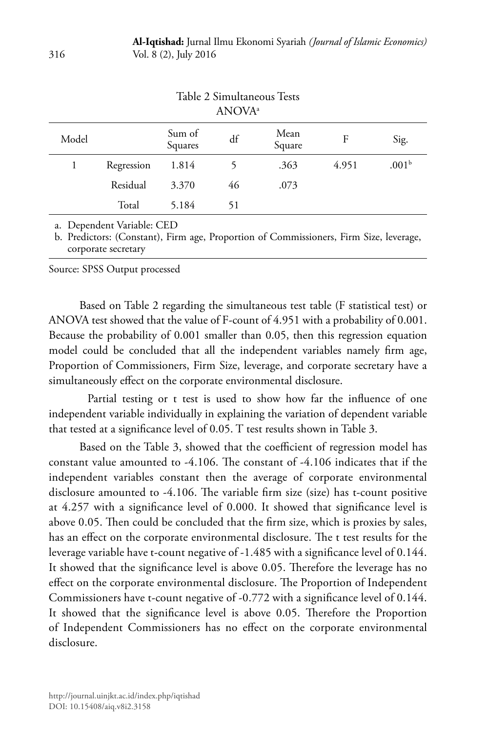Table 2 Simultaneous Tests

ANOVA[a]

| Model | | Sum of Squares | df | Mean Square | F | Sig. |
|---|---|---|---|---|---|---|
| 1 | Regression | 1.814 | 5 | .363 | 4.951 | .001[b] |
| | Residual | 3.370 | 46 | .073 | | |
| | Total | 5.184 | 51 | | | |

a. Dependent Variable: CED

b. Predictors: (Constant), Firm age, Proportion of Commissioners, Firm Size, leverage, corporate secretary

Source: SPSS Output processed

Based on Table 2 regarding the simultaneous test table (F statistical test) or ANOVA test showed that the value of F-count of 4.951 with a probability of 0.001. Because the probability of 0.001 smaller than 0.05, then this regression equation model could be concluded that all the independent variables namely firm age, Proportion of Commissioners, Firm Size, leverage, and corporate secretary have a simultaneously effect on the corporate environmental disclosure.

Partial testing or t test is used to show how far the influence of one independent variable individually in explaining the variation of dependent variable that tested at a significance level of 0.05. T test results shown in Table 3.

Based on the Table 3, showed that the coefficient of regression model has constant value amounted to -4.106. The constant of -4.106 indicates that if the independent variables constant then the average of corporate environmental disclosure amounted to -4.106. The variable firm size (size) has t-count positive at 4.257 with a significance level of 0.000. It showed that significance level is above 0.05. Then could be concluded that the firm size, which is proxies by sales, has an effect on the corporate environmental disclosure. The t test results for the leverage variable have t-count negative of -1.485 with a significance level of 0.144. It showed that the significance level is above 0.05. Therefore the leverage has no effect on the corporate environmental disclosure. The Proportion of Independent Commissioners have t-count negative of -0.772 with a significance level of 0.144. It showed that the significance level is above 0.05. Therefore the Proportion of Independent Commissioners has no effect on the corporate environmental disclosure.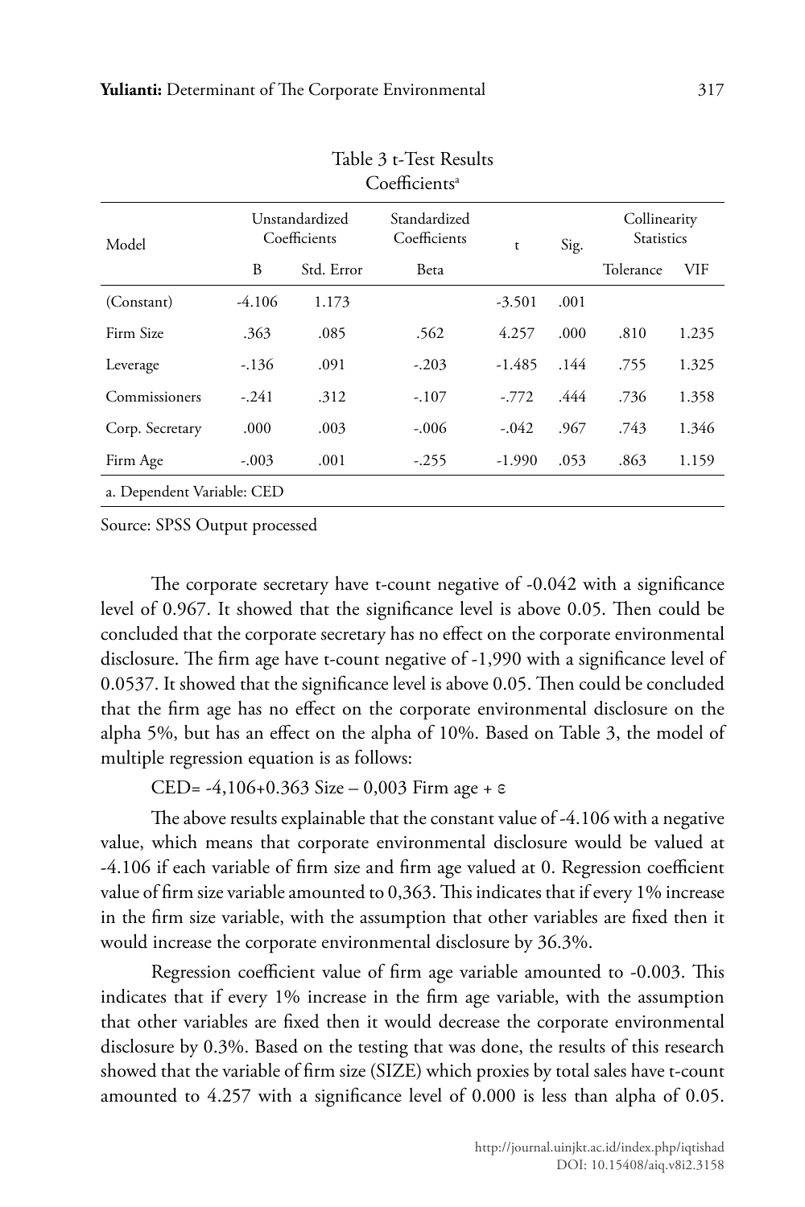Table 3 t-Test Results
Coefficients[a]

| Model | Unstandardized Coefficients | | Standardized Coefficients | t | Sig. | Collinearity Statistics | |
|---|---|---|---|---|---|---|---|
| | B | Std. Error | Beta | | | Tolerance | VIF |
| (Constant) | -4.106 | 1.173 | | -3.501 | .001 | | |
| Firm Size | .363 | .085 | .562 | 4.257 | .000 | .810 | 1.235 |
| Leverage | -.136 | .091 | -.203 | -1.485 | .144 | .755 | 1.325 |
| Commissioners | -.241 | .312 | -.107 | -.772 | .444 | .736 | 1.358 |
| Corp. Secretary | .000 | .003 | -.006 | -.042 | .967 | .743 | 1.346 |
| Firm Age | -.003 | .001 | -.255 | -1.990 | .053 | .863 | 1.159 |

a. Dependent Variable: CED

Source: SPSS Output processed

The corporate secretary have t-count negative of -0.042 with a significance level of 0.967. It showed that the significance level is above 0.05. Then could be concluded that the corporate secretary has no effect on the corporate environmental disclosure. The firm age have t-count negative of -1,990 with a significance level of 0.0537. It showed that the significance level is above 0.05. Then could be concluded that the firm age has no effect on the corporate environmental disclosure on the alpha 5%, but has an effect on the alpha of 10%. Based on Table 3, the model of multiple regression equation is as follows:

CED= -4,106+0.363 Size – 0,003 Firm age + ε

The above results explainable that the constant value of -4.106 with a negative value, which means that corporate environmental disclosure would be valued at -4.106 if each variable of firm size and firm age valued at 0. Regression coefficient value of firm size variable amounted to 0,363. This indicates that if every 1% increase in the firm size variable, with the assumption that other variables are fixed then it would increase the corporate environmental disclosure by 36.3%.

Regression coefficient value of firm age variable amounted to -0.003. This indicates that if every 1% increase in the firm age variable, with the assumption that other variables are fixed then it would decrease the corporate environmental disclosure by 0.3%. Based on the testing that was done, the results of this research showed that the variable of firm size (SIZE) which proxies by total sales have t-count amounted to 4.257 with a significance level of 0.000 is less than alpha of 0.05.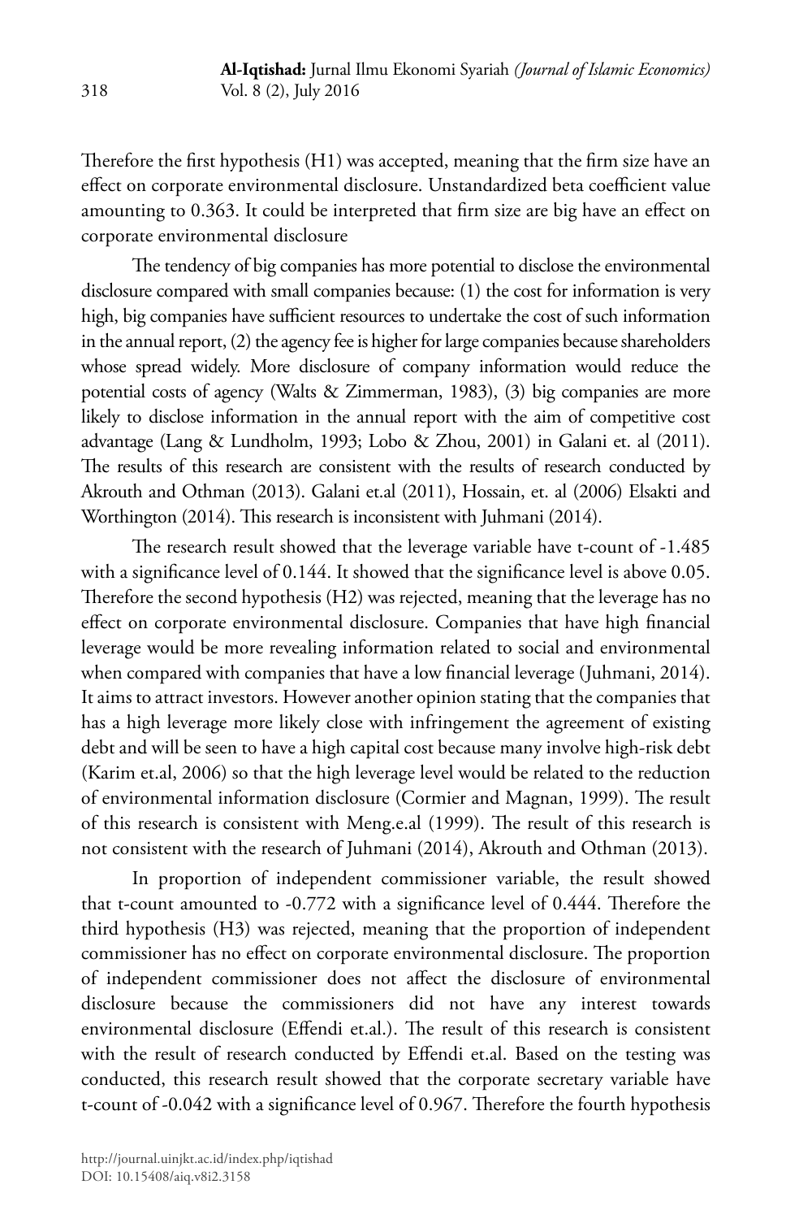Therefore the first hypothesis (H1) was accepted, meaning that the firm size have an effect on corporate environmental disclosure. Unstandardized beta coefficient value amounting to 0.363. It could be interpreted that firm size are big have an effect on corporate environmental disclosure

The tendency of big companies has more potential to disclose the environmental disclosure compared with small companies because: (1) the cost for information is very high, big companies have sufficient resources to undertake the cost of such information in the annual report, (2) the agency fee is higher for large companies because shareholders whose spread widely. More disclosure of company information would reduce the potential costs of agency (Walts & Zimmerman, 1983), (3) big companies are more likely to disclose information in the annual report with the aim of competitive cost advantage (Lang & Lundholm, 1993; Lobo & Zhou, 2001) in Galani et. al (2011). The results of this research are consistent with the results of research conducted by Akrouth and Othman (2013). Galani et.al (2011), Hossain, et. al (2006) Elsakti and Worthington (2014). This research is inconsistent with Juhmani (2014).

The research result showed that the leverage variable have t-count of -1.485 with a significance level of 0.144. It showed that the significance level is above 0.05. Therefore the second hypothesis (H2) was rejected, meaning that the leverage has no effect on corporate environmental disclosure. Companies that have high financial leverage would be more revealing information related to social and environmental when compared with companies that have a low financial leverage (Juhmani, 2014). It aims to attract investors. However another opinion stating that the companies that has a high leverage more likely close with infringement the agreement of existing debt and will be seen to have a high capital cost because many involve high-risk debt (Karim et.al, 2006) so that the high leverage level would be related to the reduction of environmental information disclosure (Cormier and Magnan, 1999). The result of this research is consistent with Meng.e.al (1999). The result of this research is not consistent with the research of Juhmani (2014), Akrouth and Othman (2013).

In proportion of independent commissioner variable, the result showed that t-count amounted to -0.772 with a significance level of 0.444. Therefore the third hypothesis (H3) was rejected, meaning that the proportion of independent commissioner has no effect on corporate environmental disclosure. The proportion of independent commissioner does not affect the disclosure of environmental disclosure because the commissioners did not have any interest towards environmental disclosure (Effendi et.al.). The result of this research is consistent with the result of research conducted by Effendi et.al. Based on the testing was conducted, this research result showed that the corporate secretary variable have t-count of -0.042 with a significance level of 0.967. Therefore the fourth hypothesis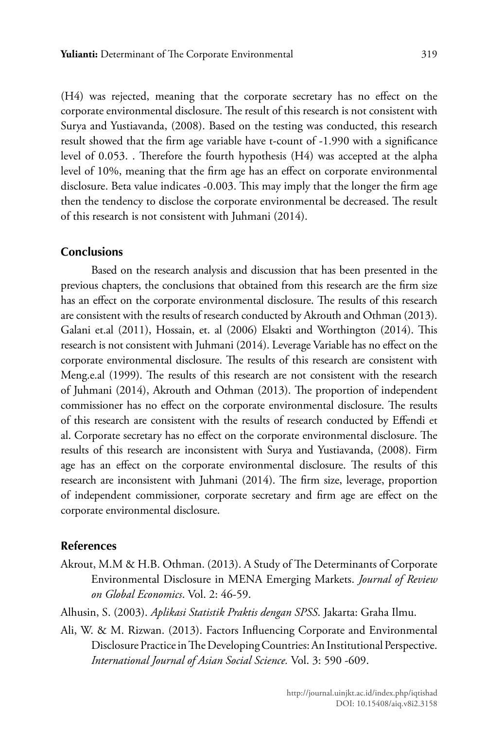(H4) was rejected, meaning that the corporate secretary has no effect on the corporate environmental disclosure. The result of this research is not consistent with Surya and Yustiavanda, (2008). Based on the testing was conducted, this research result showed that the firm age variable have t-count of -1.990 with a significance level of 0.053. . Therefore the fourth hypothesis (H4) was accepted at the alpha level of 10%, meaning that the firm age has an effect on corporate environmental disclosure. Beta value indicates -0.003. This may imply that the longer the firm age then the tendency to disclose the corporate environmental be decreased. The result of this research is not consistent with Juhmani (2014).

## Conclusions

Based on the research analysis and discussion that has been presented in the previous chapters, the conclusions that obtained from this research are the firm size has an effect on the corporate environmental disclosure. The results of this research are consistent with the results of research conducted by Akrouth and Othman (2013). Galani et.al (2011), Hossain, et. al (2006) Elsakti and Worthington (2014). This research is not consistent with Juhmani (2014). Leverage Variable has no effect on the corporate environmental disclosure. The results of this research are consistent with Meng.e.al (1999). The results of this research are not consistent with the research of Juhmani (2014), Akrouth and Othman (2013). The proportion of independent commissioner has no effect on the corporate environmental disclosure. The results of this research are consistent with the results of research conducted by Effendi et al. Corporate secretary has no effect on the corporate environmental disclosure. The results of this research are inconsistent with Surya and Yustiavanda, (2008). Firm age has an effect on the corporate environmental disclosure. The results of this research are inconsistent with Juhmani (2014). The firm size, leverage, proportion of independent commissioner, corporate secretary and firm age are effect on the corporate environmental disclosure.

## References

Akrout, M.M & H.B. Othman. (2013). A Study of The Determinants of Corporate Environmental Disclosure in MENA Emerging Markets. *Journal of Review on Global Economics*. Vol. 2: 46-59.

Alhusin, S. (2003). *Aplikasi Statistik Praktis dengan SPSS*. Jakarta: Graha Ilmu.

Ali, W. & M. Rizwan. (2013). Factors Influencing Corporate and Environmental Disclosure Practice in The Developing Countries: An Institutional Perspective. *International Journal of Asian Social Science.* Vol. 3: 590 -609.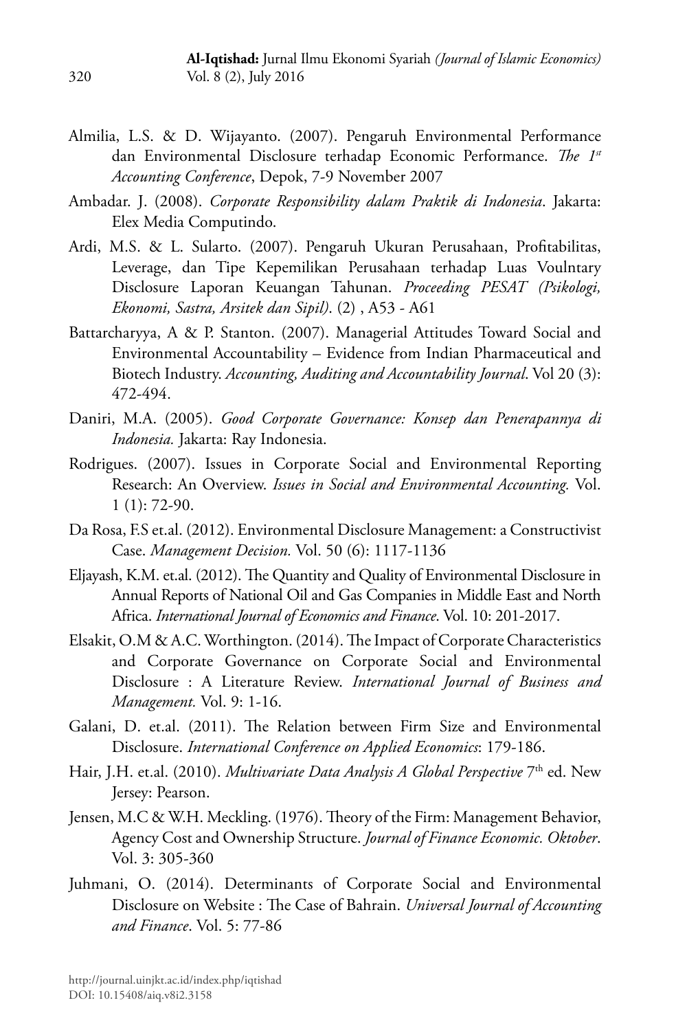Almilia, L.S. & D. Wijayanto. (2007). Pengaruh Environmental Performance dan Environmental Disclosure terhadap Economic Performance. *The 1st Accounting Conference*, Depok, 7-9 November 2007

Ambadar. J. (2008). *Corporate Responsibility dalam Praktik di Indonesia*. Jakarta: Elex Media Computindo.

Ardi, M.S. & L. Sularto. (2007). Pengaruh Ukuran Perusahaan, Profitabilitas, Leverage, dan Tipe Kepemilikan Perusahaan terhadap Luas Voulntary Disclosure Laporan Keuangan Tahunan. *Proceeding PESAT (Psikologi, Ekonomi, Sastra, Arsitek dan Sipil)*. (2) , A53 - A61

Battarcharyya, A & P. Stanton. (2007). Managerial Attitudes Toward Social and Environmental Accountability – Evidence from Indian Pharmaceutical and Biotech Industry. *Accounting, Auditing and Accountability Journal*. Vol 20 (3): 472-494.

Daniri, M.A. (2005). *Good Corporate Governance: Konsep dan Penerapannya di Indonesia.* Jakarta: Ray Indonesia.

Rodrigues. (2007). Issues in Corporate Social and Environmental Reporting Research: An Overview. *Issues in Social and Environmental Accounting.* Vol. 1 (1): 72-90.

Da Rosa, F.S et.al. (2012). Environmental Disclosure Management: a Constructivist Case. *Management Decision.* Vol. 50 (6): 1117-1136

Eljayash, K.M. et.al. (2012). The Quantity and Quality of Environmental Disclosure in Annual Reports of National Oil and Gas Companies in Middle East and North Africa. *International Journal of Economics and Finance*. Vol. 10: 201-2017.

Elsakit, O.M & A.C. Worthington. (2014). The Impact of Corporate Characteristics and Corporate Governance on Corporate Social and Environmental Disclosure : A Literature Review. *International Journal of Business and Management.* Vol. 9: 1-16.

Galani, D. et.al. (2011). The Relation between Firm Size and Environmental Disclosure. *International Conference on Applied Economics*: 179-186.

Hair, J.H. et.al. (2010). *Multivariate Data Analysis A Global Perspective* 7th ed. New Jersey: Pearson.

Jensen, M.C & W.H. Meckling. (1976). Theory of the Firm: Management Behavior, Agency Cost and Ownership Structure. *Journal of Finance Economic. Oktober*. Vol. 3: 305-360

Juhmani, O. (2014). Determinants of Corporate Social and Environmental Disclosure on Website : The Case of Bahrain. *Universal Journal of Accounting and Finance*. Vol. 5: 77-86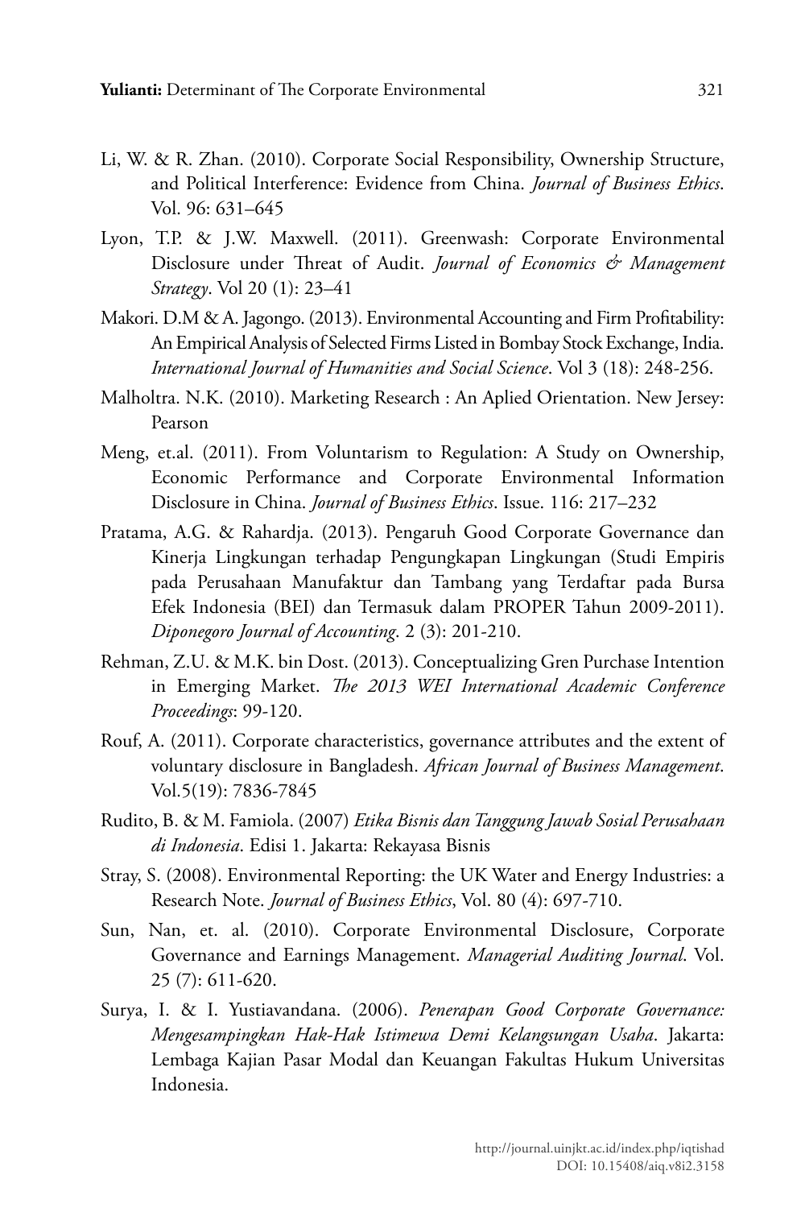Li, W. & R. Zhan. (2010). Corporate Social Responsibility, Ownership Structure, and Political Interference: Evidence from China. *Journal of Business Ethics*. Vol. 96: 631–645

Lyon, T.P. & J.W. Maxwell. (2011). Greenwash: Corporate Environmental Disclosure under Threat of Audit. *Journal of Economics & Management Strategy*. Vol 20 (1): 23–41

Makori. D.M & A. Jagongo. (2013). Environmental Accounting and Firm Profitability: An Empirical Analysis of Selected Firms Listed in Bombay Stock Exchange, India. *International Journal of Humanities and Social Science*. Vol 3 (18): 248-256.

Malholtra. N.K. (2010). Marketing Research : An Aplied Orientation. New Jersey: Pearson

Meng, et.al. (2011). From Voluntarism to Regulation: A Study on Ownership, Economic Performance and Corporate Environmental Information Disclosure in China. *Journal of Business Ethics*. Issue. 116: 217–232

Pratama, A.G. & Rahardja. (2013). Pengaruh Good Corporate Governance dan Kinerja Lingkungan terhadap Pengungkapan Lingkungan (Studi Empiris pada Perusahaan Manufaktur dan Tambang yang Terdaftar pada Bursa Efek Indonesia (BEI) dan Termasuk dalam PROPER Tahun 2009-2011). *Diponegoro Journal of Accounting*. 2 (3): 201-210.

Rehman, Z.U. & M.K. bin Dost. (2013). Conceptualizing Gren Purchase Intention in Emerging Market. *The 2013 WEI International Academic Conference Proceedings*: 99-120.

Rouf, A. (2011). Corporate characteristics, governance attributes and the extent of voluntary disclosure in Bangladesh. *African Journal of Business Management*. Vol.5(19): 7836-7845

Rudito, B. & M. Famiola. (2007) *Etika Bisnis dan Tanggung Jawab Sosial Perusahaan di Indonesia*. Edisi 1. Jakarta: Rekayasa Bisnis

Stray, S. (2008). Environmental Reporting: the UK Water and Energy Industries: a Research Note. *Journal of Business Ethics*, Vol. 80 (4): 697-710.

Sun, Nan, et. al. (2010). Corporate Environmental Disclosure, Corporate Governance and Earnings Management. *Managerial Auditing Journal*. Vol. 25 (7): 611-620.

Surya, I. & I. Yustiavandana. (2006). *Penerapan Good Corporate Governance: Mengesampingkan Hak-Hak Istimewa Demi Kelangsungan Usaha*. Jakarta: Lembaga Kajian Pasar Modal dan Keuangan Fakultas Hukum Universitas Indonesia.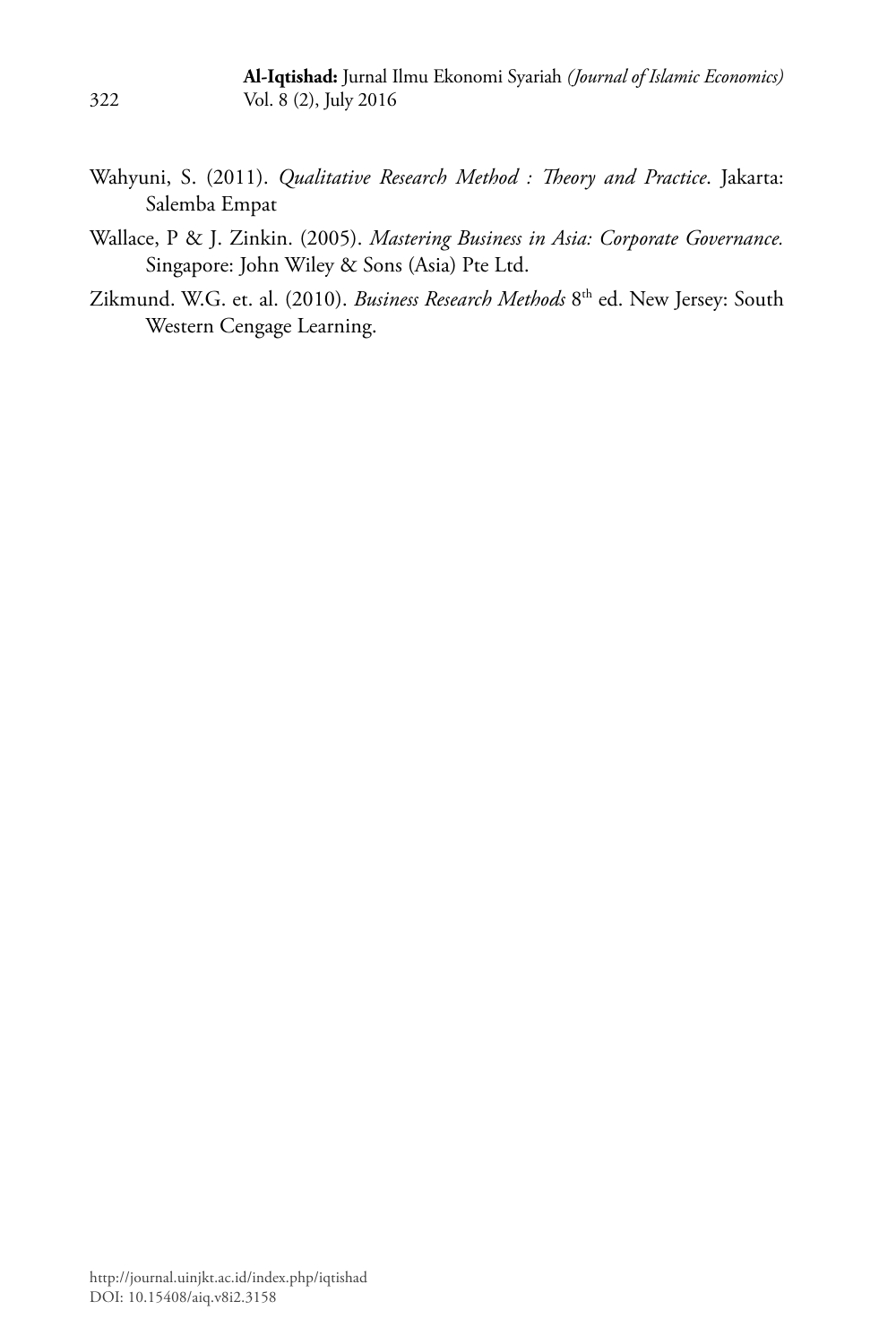Wahyuni, S. (2011). *Qualitative Research Method : Theory and Practice*. Jakarta: Salemba Empat

Wallace, P & J. Zinkin. (2005). *Mastering Business in Asia: Corporate Governance.* Singapore: John Wiley & Sons (Asia) Pte Ltd.

Zikmund. W.G. et. al. (2010). *Business Research Methods* 8th ed. New Jersey: South Western Cengage Learning.